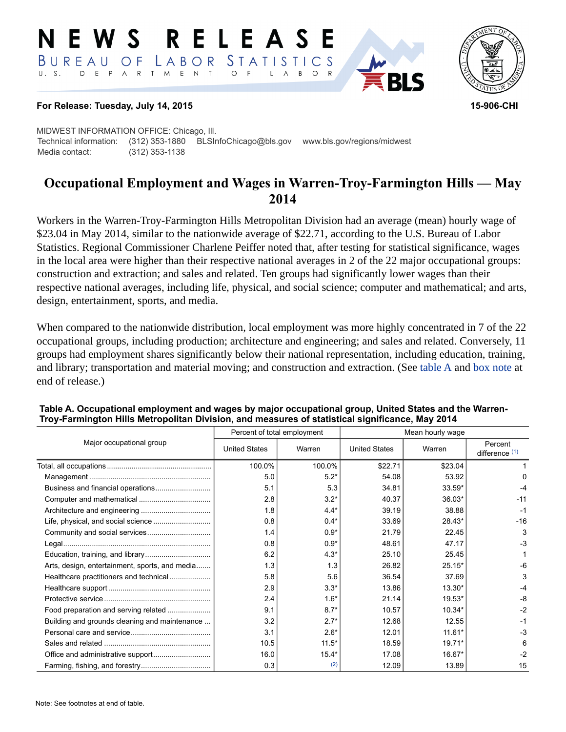# NEWS RELEASE

BUREAU OF LABOR STATISTICS

U. S. DEPARTMENT OF LABOR

**For Release: Tuesday, July 14, 2015** **15-906-CHI**

MIDWEST INFORMATION OFFICE: Chicago, Ill.
Technical information: (312) 353-1880 BLSInfoChicago@bls.gov www.bls.gov/regions/midwest
Media contact: (312) 353-1138

## Occupational Employment and Wages in Warren-Troy-Farmington Hills — May 2014

Workers in the Warren-Troy-Farmington Hills Metropolitan Division had an average (mean) hourly wage of $23.04 in May 2014, similar to the nationwide average of $22.71, according to the U.S. Bureau of Labor Statistics. Regional Commissioner Charlene Peiffer noted that, after testing for statistical significance, wages in the local area were higher than their respective national averages in 2 of the 22 major occupational groups: construction and extraction; and sales and related. Ten groups had significantly lower wages than their respective national averages, including life, physical, and social science; computer and mathematical; and arts, design, entertainment, sports, and media.

When compared to the nationwide distribution, local employment was more highly concentrated in 7 of the 22 occupational groups, including production; architecture and engineering; and sales and related. Conversely, 11 groups had employment shares significantly below their national representation, including education, training, and library; transportation and material moving; and construction and extraction. (See table A and box note at end of release.)

**Table A. Occupational employment and wages by major occupational group, United States and the Warren-Troy-Farmington Hills Metropolitan Division, and measures of statistical significance, May 2014**

| Major occupational group | Percent of total employment | | Mean hourly wage | | |
|---|---|---|---|---|---|
| | United States | Warren | United States | Warren | Percent difference (1) |
| Total, all occupations | 100.0% | 100.0% | $22.71 | $23.04 | 1 |
| Management | 5.0 | 5.2* | 54.08 | 53.92 | 0 |
| Business and financial operations | 5.1 | 5.3 | 34.81 | 33.59* | -4 |
| Computer and mathematical | 2.8 | 3.2* | 40.37 | 36.03* | -11 |
| Architecture and engineering | 1.8 | 4.4* | 39.19 | 38.88 | -1 |
| Life, physical, and social science | 0.8 | 0.4* | 33.69 | 28.43* | -16 |
| Community and social services | 1.4 | 0.9* | 21.79 | 22.45 | 3 |
| Legal | 0.8 | 0.9* | 48.61 | 47.17 | -3 |
| Education, training, and library | 6.2 | 4.3* | 25.10 | 25.45 | 1 |
| Arts, design, entertainment, sports, and media | 1.3 | 1.3 | 26.82 | 25.15* | -6 |
| Healthcare practitioners and technical | 5.8 | 5.6 | 36.54 | 37.69 | 3 |
| Healthcare support | 2.9 | 3.3* | 13.86 | 13.30* | -4 |
| Protective service | 2.4 | 1.6* | 21.14 | 19.53* | -8 |
| Food preparation and serving related | 9.1 | 8.7* | 10.57 | 10.34* | -2 |
| Building and grounds cleaning and maintenance | 3.2 | 2.7* | 12.68 | 12.55 | -1 |
| Personal care and service | 3.1 | 2.6* | 12.01 | 11.61* | -3 |
| Sales and related | 10.5 | 11.5* | 18.59 | 19.71* | 6 |
| Office and administrative support | 16.0 | 15.4* | 17.08 | 16.67* | -2 |
| Farming, fishing, and forestry | 0.3 | (2) | 12.09 | 13.89 | 15 |

Note: See footnotes at end of table.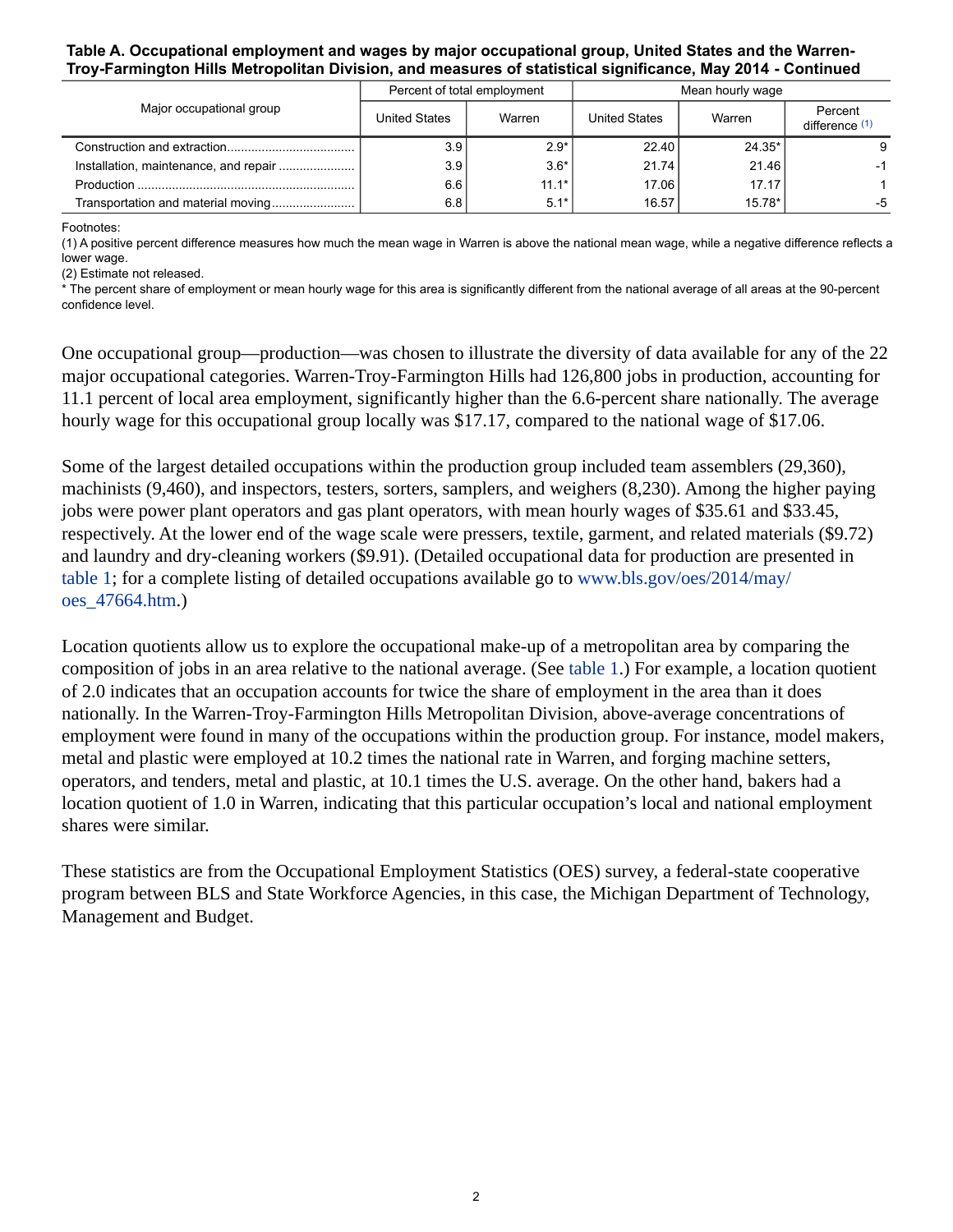**Table A. Occupational employment and wages by major occupational group, United States and the Warren-Troy-Farmington Hills Metropolitan Division, and measures of statistical significance, May 2014 - Continued**

| Major occupational group | Percent of total employment | | Mean hourly wage | | |
|---|---|---|---|---|---|
| | United States | Warren | United States | Warren | Percent difference (1) |
| Construction and extraction | 3.9 | 2.9* | 22.40 | 24.35* | 9 |
| Installation, maintenance, and repair | 3.9 | 3.6* | 21.74 | 21.46 | -1 |
| Production | 6.6 | 11.1* | 17.06 | 17.17 | 1 |
| Transportation and material moving | 6.8 | 5.1* | 16.57 | 15.78* | -5 |

Footnotes:
(1) A positive percent difference measures how much the mean wage in Warren is above the national mean wage, while a negative difference reflects a lower wage.
(2) Estimate not released.
* The percent share of employment or mean hourly wage for this area is significantly different from the national average of all areas at the 90-percent confidence level.

One occupational group—production—was chosen to illustrate the diversity of data available for any of the 22 major occupational categories. Warren-Troy-Farmington Hills had 126,800 jobs in production, accounting for 11.1 percent of local area employment, significantly higher than the 6.6-percent share nationally. The average hourly wage for this occupational group locally was $17.17, compared to the national wage of $17.06.

Some of the largest detailed occupations within the production group included team assemblers (29,360), machinists (9,460), and inspectors, testers, sorters, samplers, and weighers (8,230). Among the higher paying jobs were power plant operators and gas plant operators, with mean hourly wages of $35.61 and $33.45, respectively. At the lower end of the wage scale were pressers, textile, garment, and related materials ($9.72) and laundry and dry-cleaning workers ($9.91). (Detailed occupational data for production are presented in table 1; for a complete listing of detailed occupations available go to www.bls.gov/oes/2014/may/oes_47664.htm.)

Location quotients allow us to explore the occupational make-up of a metropolitan area by comparing the composition of jobs in an area relative to the national average. (See table 1.) For example, a location quotient of 2.0 indicates that an occupation accounts for twice the share of employment in the area than it does nationally. In the Warren-Troy-Farmington Hills Metropolitan Division, above-average concentrations of employment were found in many of the occupations within the production group. For instance, model makers, metal and plastic were employed at 10.2 times the national rate in Warren, and forging machine setters, operators, and tenders, metal and plastic, at 10.1 times the U.S. average. On the other hand, bakers had a location quotient of 1.0 in Warren, indicating that this particular occupation's local and national employment shares were similar.

These statistics are from the Occupational Employment Statistics (OES) survey, a federal-state cooperative program between BLS and State Workforce Agencies, in this case, the Michigan Department of Technology, Management and Budget.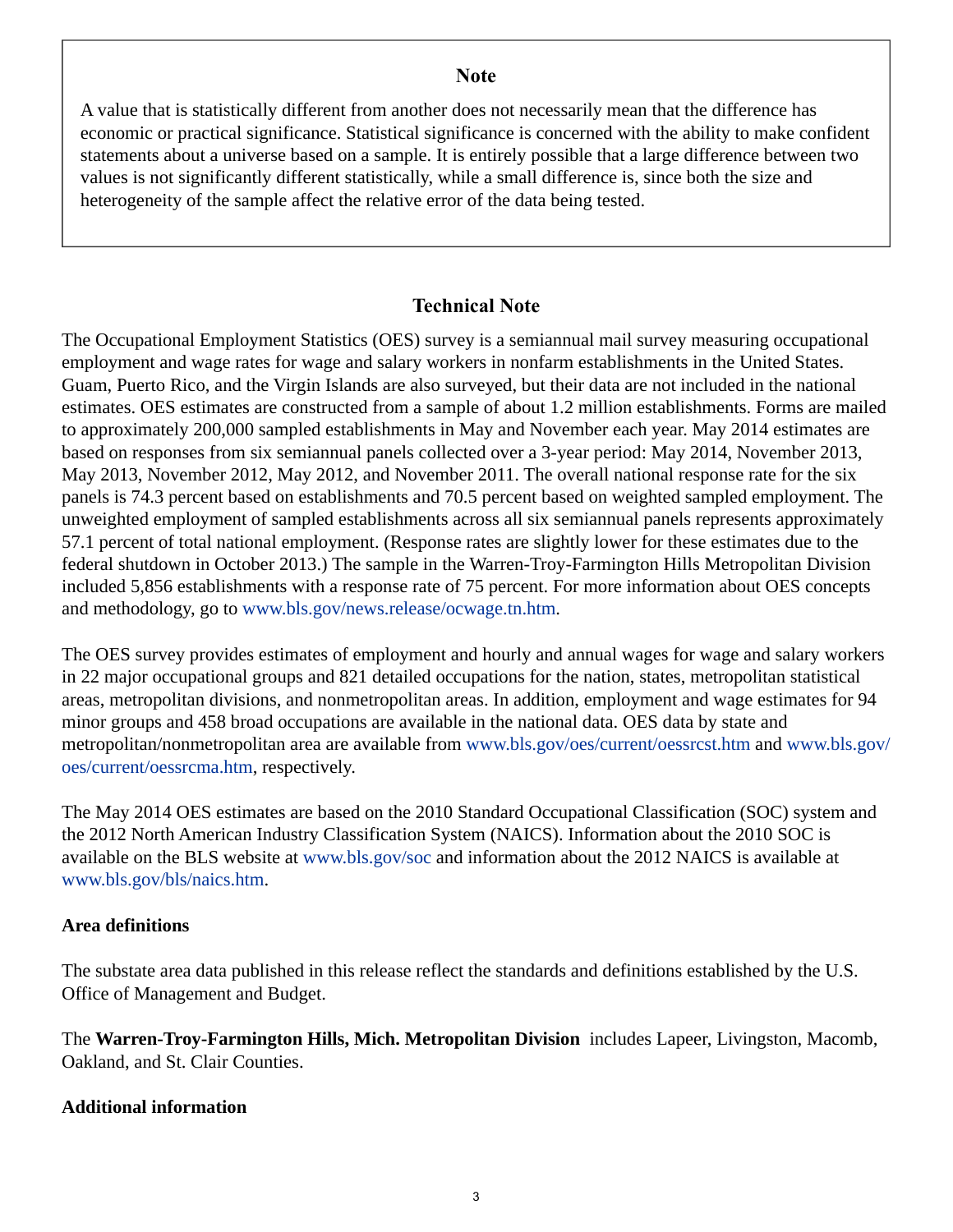## Note

A value that is statistically different from another does not necessarily mean that the difference has economic or practical significance. Statistical significance is concerned with the ability to make confident statements about a universe based on a sample. It is entirely possible that a large difference between two values is not significantly different statistically, while a small difference is, since both the size and heterogeneity of the sample affect the relative error of the data being tested.

## Technical Note

The Occupational Employment Statistics (OES) survey is a semiannual mail survey measuring occupational employment and wage rates for wage and salary workers in nonfarm establishments in the United States. Guam, Puerto Rico, and the Virgin Islands are also surveyed, but their data are not included in the national estimates. OES estimates are constructed from a sample of about 1.2 million establishments. Forms are mailed to approximately 200,000 sampled establishments in May and November each year. May 2014 estimates are based on responses from six semiannual panels collected over a 3-year period: May 2014, November 2013, May 2013, November 2012, May 2012, and November 2011. The overall national response rate for the six panels is 74.3 percent based on establishments and 70.5 percent based on weighted sampled employment. The unweighted employment of sampled establishments across all six semiannual panels represents approximately 57.1 percent of total national employment. (Response rates are slightly lower for these estimates due to the federal shutdown in October 2013.) The sample in the Warren-Troy-Farmington Hills Metropolitan Division included 5,856 establishments with a response rate of 75 percent. For more information about OES concepts and methodology, go to www.bls.gov/news.release/ocwage.tn.htm.

The OES survey provides estimates of employment and hourly and annual wages for wage and salary workers in 22 major occupational groups and 821 detailed occupations for the nation, states, metropolitan statistical areas, metropolitan divisions, and nonmetropolitan areas. In addition, employment and wage estimates for 94 minor groups and 458 broad occupations are available in the national data. OES data by state and metropolitan/nonmetropolitan area are available from www.bls.gov/oes/current/oessrcst.htm and www.bls.gov/oes/current/oessrcma.htm, respectively.

The May 2014 OES estimates are based on the 2010 Standard Occupational Classification (SOC) system and the 2012 North American Industry Classification System (NAICS). Information about the 2010 SOC is available on the BLS website at www.bls.gov/soc and information about the 2012 NAICS is available at www.bls.gov/bls/naics.htm.

### Area definitions

The substate area data published in this release reflect the standards and definitions established by the U.S. Office of Management and Budget.

The **Warren-Troy-Farmington Hills, Mich. Metropolitan Division** includes Lapeer, Livingston, Macomb, Oakland, and St. Clair Counties.

### Additional information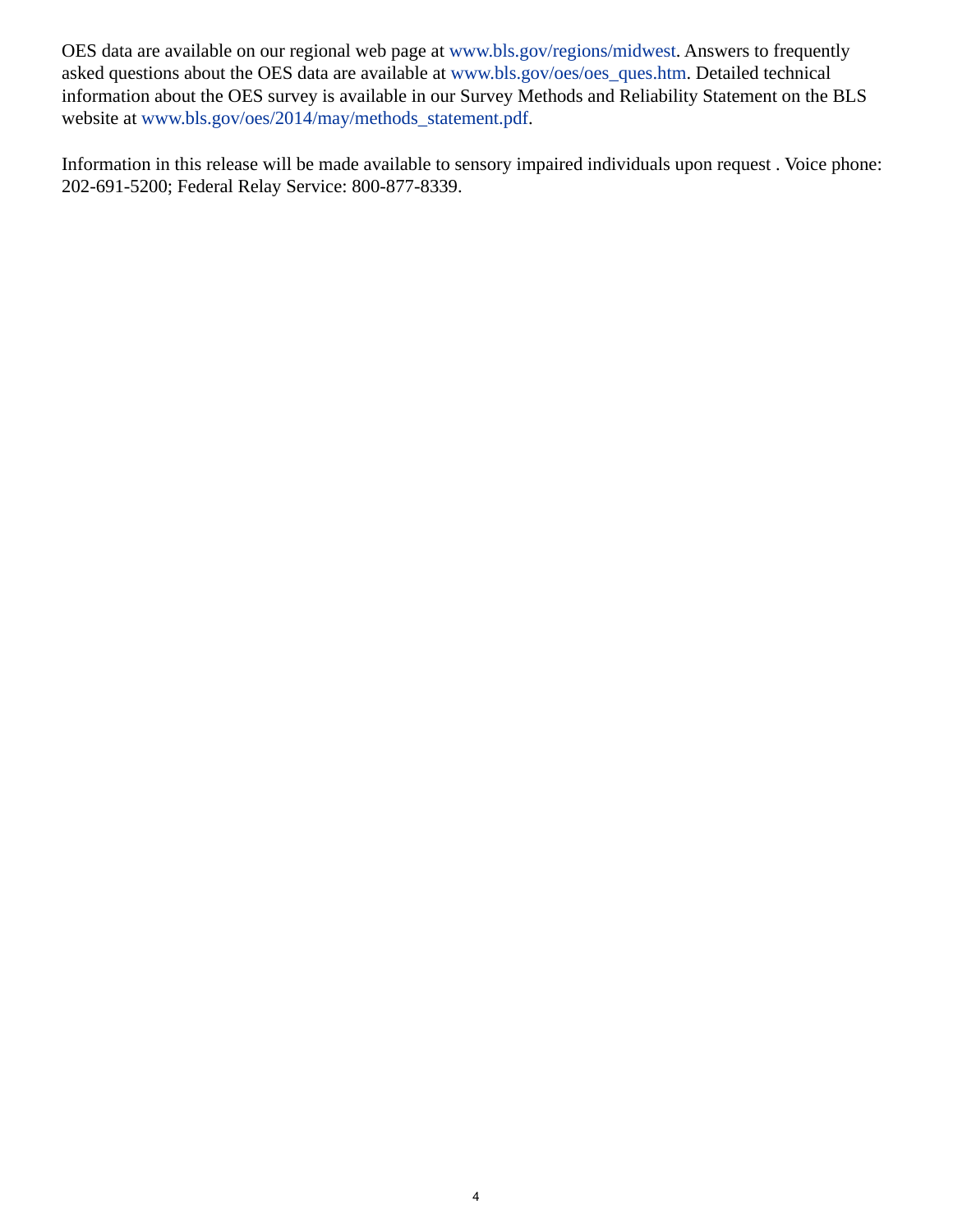OES data are available on our regional web page at www.bls.gov/regions/midwest. Answers to frequently asked questions about the OES data are available at www.bls.gov/oes/oes_ques.htm. Detailed technical information about the OES survey is available in our Survey Methods and Reliability Statement on the BLS website at www.bls.gov/oes/2014/may/methods_statement.pdf.

Information in this release will be made available to sensory impaired individuals upon request . Voice phone: 202-691-5200; Federal Relay Service: 800-877-8339.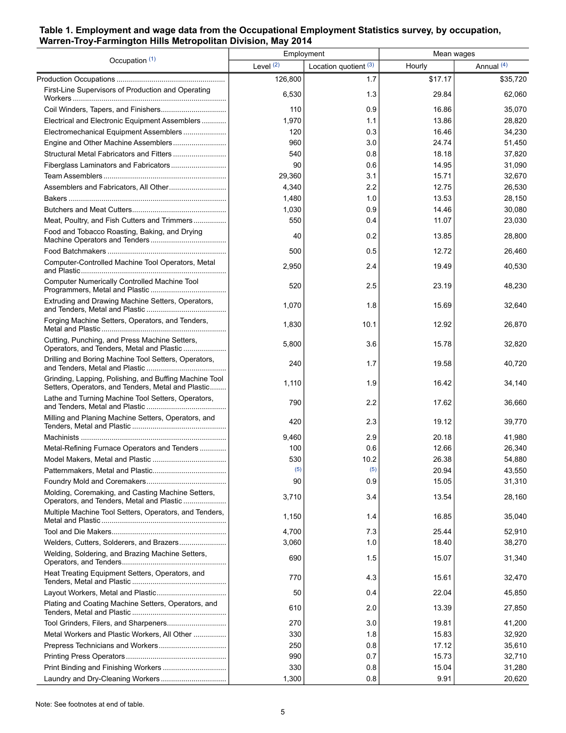**Table 1. Employment and wage data from the Occupational Employment Statistics survey, by occupation, Warren-Troy-Farmington Hills Metropolitan Division, May 2014**

| Occupation [(1)] | Employment | | Mean wages | |
|---|---|---|---|---|
| | Level [(2)] | Location quotient [(3)] | Hourly | Annual [(4)] |
| Production Occupations | 126,800 | 1.7 | $17.17 | $35,720 |
| First-Line Supervisors of Production and Operating Workers | 6,530 | 1.3 | 29.84 | 62,060 |
| Coil Winders, Tapers, and Finishers | 110 | 0.9 | 16.86 | 35,070 |
| Electrical and Electronic Equipment Assemblers | 1,970 | 1.1 | 13.86 | 28,820 |
| Electromechanical Equipment Assemblers | 120 | 0.3 | 16.46 | 34,230 |
| Engine and Other Machine Assemblers | 960 | 3.0 | 24.74 | 51,450 |
| Structural Metal Fabricators and Fitters | 540 | 0.8 | 18.18 | 37,820 |
| Fiberglass Laminators and Fabricators | 90 | 0.6 | 14.95 | 31,090 |
| Team Assemblers | 29,360 | 3.1 | 15.71 | 32,670 |
| Assemblers and Fabricators, All Other | 4,340 | 2.2 | 12.75 | 26,530 |
| Bakers | 1,480 | 1.0 | 13.53 | 28,150 |
| Butchers and Meat Cutters | 1,030 | 0.9 | 14.46 | 30,080 |
| Meat, Poultry, and Fish Cutters and Trimmers | 550 | 0.4 | 11.07 | 23,030 |
| Food and Tobacco Roasting, Baking, and Drying Machine Operators and Tenders | 40 | 0.2 | 13.85 | 28,800 |
| Food Batchmakers | 500 | 0.5 | 12.72 | 26,460 |
| Computer-Controlled Machine Tool Operators, Metal and Plastic | 2,950 | 2.4 | 19.49 | 40,530 |
| Computer Numerically Controlled Machine Tool Programmers, Metal and Plastic | 520 | 2.5 | 23.19 | 48,230 |
| Extruding and Drawing Machine Setters, Operators, and Tenders, Metal and Plastic | 1,070 | 1.8 | 15.69 | 32,640 |
| Forging Machine Setters, Operators, and Tenders, Metal and Plastic | 1,830 | 10.1 | 12.92 | 26,870 |
| Cutting, Punching, and Press Machine Setters, Operators, and Tenders, Metal and Plastic | 5,800 | 3.6 | 15.78 | 32,820 |
| Drilling and Boring Machine Tool Setters, Operators, and Tenders, Metal and Plastic | 240 | 1.7 | 19.58 | 40,720 |
| Grinding, Lapping, Polishing, and Buffing Machine Tool Setters, Operators, and Tenders, Metal and Plastic | 1,110 | 1.9 | 16.42 | 34,140 |
| Lathe and Turning Machine Tool Setters, Operators, and Tenders, Metal and Plastic | 790 | 2.2 | 17.62 | 36,660 |
| Milling and Planing Machine Setters, Operators, and Tenders, Metal and Plastic | 420 | 2.3 | 19.12 | 39,770 |
| Machinists | 9,460 | 2.9 | 20.18 | 41,980 |
| Metal-Refining Furnace Operators and Tenders | 100 | 0.6 | 12.66 | 26,340 |
| Model Makers, Metal and Plastic | 530 | 10.2 | 26.38 | 54,880 |
| Patternmakers, Metal and Plastic | (5) | (5) | 20.94 | 43,550 |
| Foundry Mold and Coremakers | 90 | 0.9 | 15.05 | 31,310 |
| Molding, Coremaking, and Casting Machine Setters, Operators, and Tenders, Metal and Plastic | 3,710 | 3.4 | 13.54 | 28,160 |
| Multiple Machine Tool Setters, Operators, and Tenders, Metal and Plastic | 1,150 | 1.4 | 16.85 | 35,040 |
| Tool and Die Makers | 4,700 | 7.3 | 25.44 | 52,910 |
| Welders, Cutters, Solderers, and Brazers | 3,060 | 1.0 | 18.40 | 38,270 |
| Welding, Soldering, and Brazing Machine Setters, Operators, and Tenders | 690 | 1.5 | 15.07 | 31,340 |
| Heat Treating Equipment Setters, Operators, and Tenders, Metal and Plastic | 770 | 4.3 | 15.61 | 32,470 |
| Layout Workers, Metal and Plastic | 50 | 0.4 | 22.04 | 45,850 |
| Plating and Coating Machine Setters, Operators, and Tenders, Metal and Plastic | 610 | 2.0 | 13.39 | 27,850 |
| Tool Grinders, Filers, and Sharpeners | 270 | 3.0 | 19.81 | 41,200 |
| Metal Workers and Plastic Workers, All Other | 330 | 1.8 | 15.83 | 32,920 |
| Prepress Technicians and Workers | 250 | 0.8 | 17.12 | 35,610 |
| Printing Press Operators | 990 | 0.7 | 15.73 | 32,710 |
| Print Binding and Finishing Workers | 330 | 0.8 | 15.04 | 31,280 |
| Laundry and Dry-Cleaning Workers | 1,300 | 0.8 | 9.91 | 20,620 |

Note: See footnotes at end of table.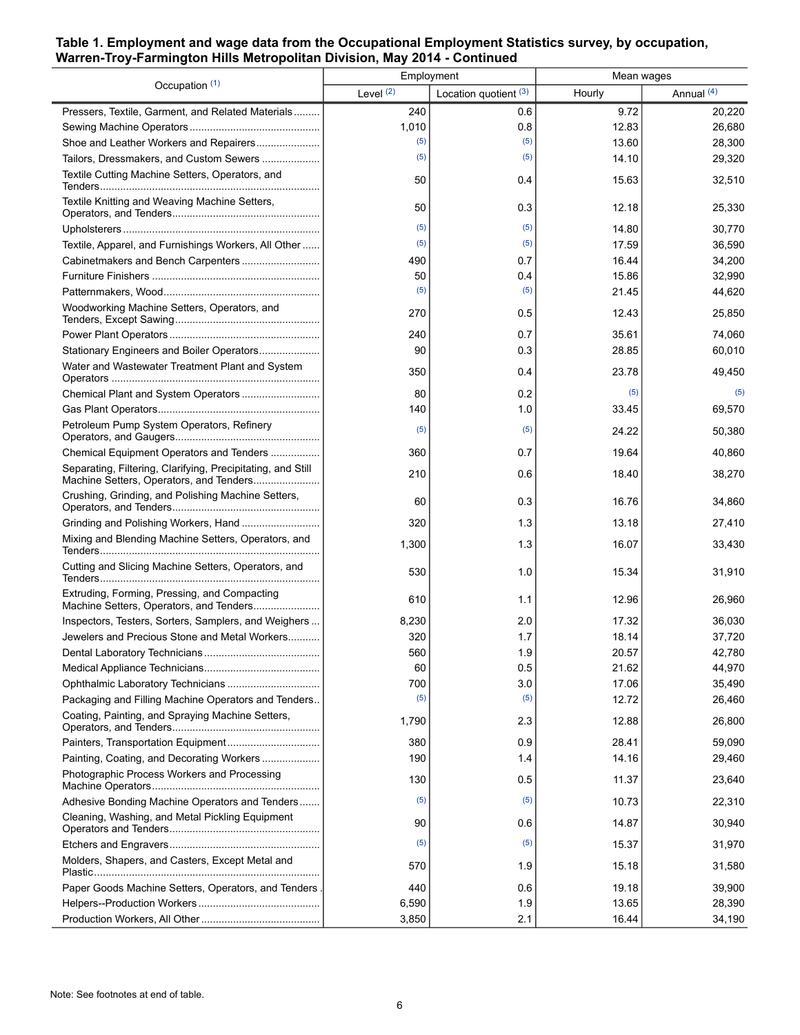**Table 1. Employment and wage data from the Occupational Employment Statistics survey, by occupation, Warren-Troy-Farmington Hills Metropolitan Division, May 2014 - Continued**

| Occupation (1) | Employment | | Mean wages | |
|---|---|---|---|---|
| | Level (2) | Location quotient (3) | Hourly | Annual (4) |
| Pressers, Textile, Garment, and Related Materials | 240 | 0.6 | 9.72 | 20,220 |
| Sewing Machine Operators | 1,010 | 0.8 | 12.83 | 26,680 |
| Shoe and Leather Workers and Repairers | (5) | (5) | 13.60 | 28,300 |
| Tailors, Dressmakers, and Custom Sewers | (5) | (5) | 14.10 | 29,320 |
| Textile Cutting Machine Setters, Operators, and Tenders | 50 | 0.4 | 15.63 | 32,510 |
| Textile Knitting and Weaving Machine Setters, Operators, and Tenders | 50 | 0.3 | 12.18 | 25,330 |
| Upholsterers | (5) | (5) | 14.80 | 30,770 |
| Textile, Apparel, and Furnishings Workers, All Other | (5) | (5) | 17.59 | 36,590 |
| Cabinetmakers and Bench Carpenters | 490 | 0.7 | 16.44 | 34,200 |
| Furniture Finishers | 50 | 0.4 | 15.86 | 32,990 |
| Patternmakers, Wood | (5) | (5) | 21.45 | 44,620 |
| Woodworking Machine Setters, Operators, and Tenders, Except Sawing | 270 | 0.5 | 12.43 | 25,850 |
| Power Plant Operators | 240 | 0.7 | 35.61 | 74,060 |
| Stationary Engineers and Boiler Operators | 90 | 0.3 | 28.85 | 60,010 |
| Water and Wastewater Treatment Plant and System Operators | 350 | 0.4 | 23.78 | 49,450 |
| Chemical Plant and System Operators | 80 | 0.2 | (5) | (5) |
| Gas Plant Operators | 140 | 1.0 | 33.45 | 69,570 |
| Petroleum Pump System Operators, Refinery Operators, and Gaugers | (5) | (5) | 24.22 | 50,380 |
| Chemical Equipment Operators and Tenders | 360 | 0.7 | 19.64 | 40,860 |
| Separating, Filtering, Clarifying, Precipitating, and Still Machine Setters, Operators, and Tenders | 210 | 0.6 | 18.40 | 38,270 |
| Crushing, Grinding, and Polishing Machine Setters, Operators, and Tenders | 60 | 0.3 | 16.76 | 34,860 |
| Grinding and Polishing Workers, Hand | 320 | 1.3 | 13.18 | 27,410 |
| Mixing and Blending Machine Setters, Operators, and Tenders | 1,300 | 1.3 | 16.07 | 33,430 |
| Cutting and Slicing Machine Setters, Operators, and Tenders | 530 | 1.0 | 15.34 | 31,910 |
| Extruding, Forming, Pressing, and Compacting Machine Setters, Operators, and Tenders | 610 | 1.1 | 12.96 | 26,960 |
| Inspectors, Testers, Sorters, Samplers, and Weighers | 8,230 | 2.0 | 17.32 | 36,030 |
| Jewelers and Precious Stone and Metal Workers | 320 | 1.7 | 18.14 | 37,720 |
| Dental Laboratory Technicians | 560 | 1.9 | 20.57 | 42,780 |
| Medical Appliance Technicians | 60 | 0.5 | 21.62 | 44,970 |
| Ophthalmic Laboratory Technicians | 700 | 3.0 | 17.06 | 35,490 |
| Packaging and Filling Machine Operators and Tenders | (5) | (5) | 12.72 | 26,460 |
| Coating, Painting, and Spraying Machine Setters, Operators, and Tenders | 1,790 | 2.3 | 12.88 | 26,800 |
| Painters, Transportation Equipment | 380 | 0.9 | 28.41 | 59,090 |
| Painting, Coating, and Decorating Workers | 190 | 1.4 | 14.16 | 29,460 |
| Photographic Process Workers and Processing Machine Operators | 130 | 0.5 | 11.37 | 23,640 |
| Adhesive Bonding Machine Operators and Tenders | (5) | (5) | 10.73 | 22,310 |
| Cleaning, Washing, and Metal Pickling Equipment Operators and Tenders | 90 | 0.6 | 14.87 | 30,940 |
| Etchers and Engravers | (5) | (5) | 15.37 | 31,970 |
| Molders, Shapers, and Casters, Except Metal and Plastic | 570 | 1.9 | 15.18 | 31,580 |
| Paper Goods Machine Setters, Operators, and Tenders | 440 | 0.6 | 19.18 | 39,900 |
| Helpers--Production Workers | 6,590 | 1.9 | 13.65 | 28,390 |
| Production Workers, All Other | 3,850 | 2.1 | 16.44 | 34,190 |

Note: See footnotes at end of table.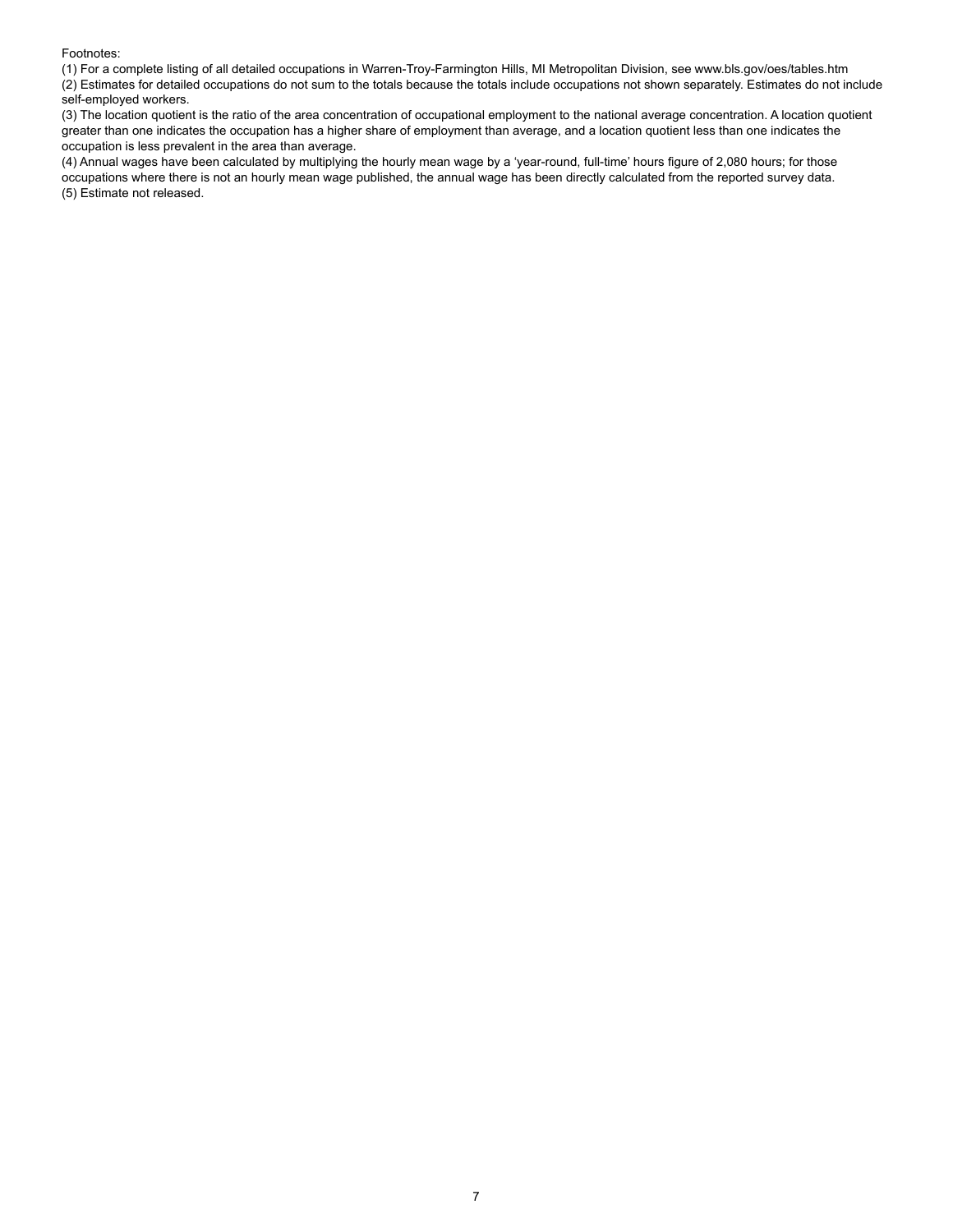Footnotes:

(1) For a complete listing of all detailed occupations in Warren-Troy-Farmington Hills, MI Metropolitan Division, see www.bls.gov/oes/tables.htm

(2) Estimates for detailed occupations do not sum to the totals because the totals include occupations not shown separately. Estimates do not include self-employed workers.

(3) The location quotient is the ratio of the area concentration of occupational employment to the national average concentration. A location quotient greater than one indicates the occupation has a higher share of employment than average, and a location quotient less than one indicates the occupation is less prevalent in the area than average.

(4) Annual wages have been calculated by multiplying the hourly mean wage by a 'year-round, full-time' hours figure of 2,080 hours; for those occupations where there is not an hourly mean wage published, the annual wage has been directly calculated from the reported survey data.

(5) Estimate not released.